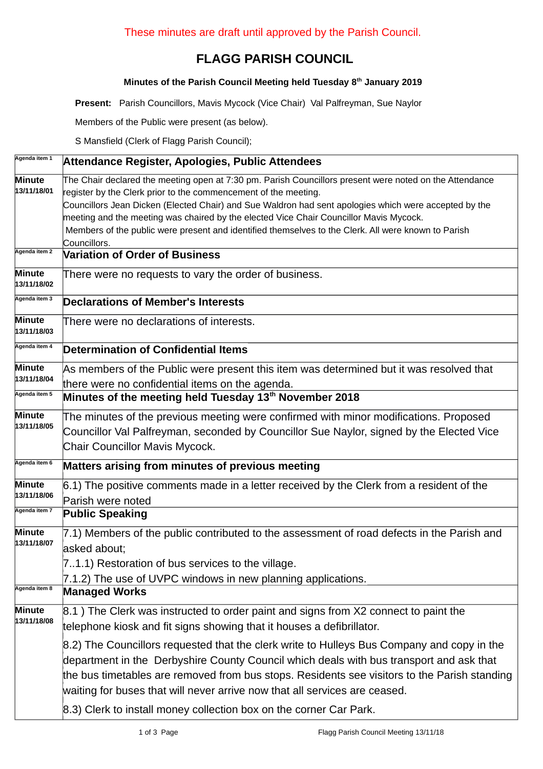These minutes are draft until approved by the Parish Council.

# FLAGG PARISH COUNCIL

### Minutes of the Parish Council Meeting held Tuesday 8th January 2019

**Present:** Parish Councillors, Mavis Mycock (Vice Chair) Val Palfreyman, Sue Naylor

Members of the Public were present (as below).

S Mansfield (Clerk of Flagg Parish Council);

| | |
|---|---|
| Agenda item 1 | **Attendance Register, Apologies, Public Attendees** |
| **Minute 13/11/18/01** | The Chair declared the meeting open at 7:30 pm. Parish Councillors present were noted on the Attendance register by the Clerk prior to the commencement of the meeting.<br>Councillors Jean Dicken (Elected Chair) and Sue Waldron had sent apologies which were accepted by the meeting and the meeting was chaired by the elected Vice Chair Councillor Mavis Mycock.<br>Members of the public were present and identified themselves to the Clerk. All were known to Parish Councillors. |
| Agenda item 2 | **Variation of Order of Business** |
| **Minute 13/11/18/02** | There were no requests to vary the order of business. |
| Agenda item 3 | **Declarations of Member's Interests** |
| **Minute 13/11/18/03** | There were no declarations of interests. |
| Agenda item 4 | **Determination of Confidential Items** |
| **Minute 13/11/18/04** | As members of the Public were present this item was determined but it was resolved that there were no confidential items on the agenda. |
| Agenda item 5 | **Minutes of the meeting held Tuesday 13th November 2018** |
| **Minute 13/11/18/05** | The minutes of the previous meeting were confirmed with minor modifications. Proposed Councillor Val Palfreyman, seconded by Councillor Sue Naylor, signed by the Elected Vice Chair Councillor Mavis Mycock. |
| Agenda item 6 | **Matters arising from minutes of previous meeting** |
| **Minute 13/11/18/06** | 6.1) The positive comments made in a letter received by the Clerk from a resident of the Parish were noted |
| Agenda item 7 | **Public Speaking** |
| **Minute 13/11/18/07** | 7.1) Members of the public contributed to the assessment of road defects in the Parish and asked about;<br>7..1.1) Restoration of bus services to the village.<br>7.1.2) The use of UVPC windows in new planning applications. |
| Agenda item 8 | **Managed Works** |
| **Minute 13/11/18/08** | 8.1 ) The Clerk was instructed to order paint and signs from X2 connect to paint the telephone kiosk and fit signs showing that it houses a defibrillator.<br>8.2) The Councillors requested that the clerk write to Hulleys Bus Company and copy in the department in the Derbyshire County Council which deals with bus transport and ask that the bus timetables are removed from bus stops. Residents see visitors to the Parish standing waiting for buses that will never arrive now that all services are ceased.<br>8.3) Clerk to install money collection box on the corner Car Park. |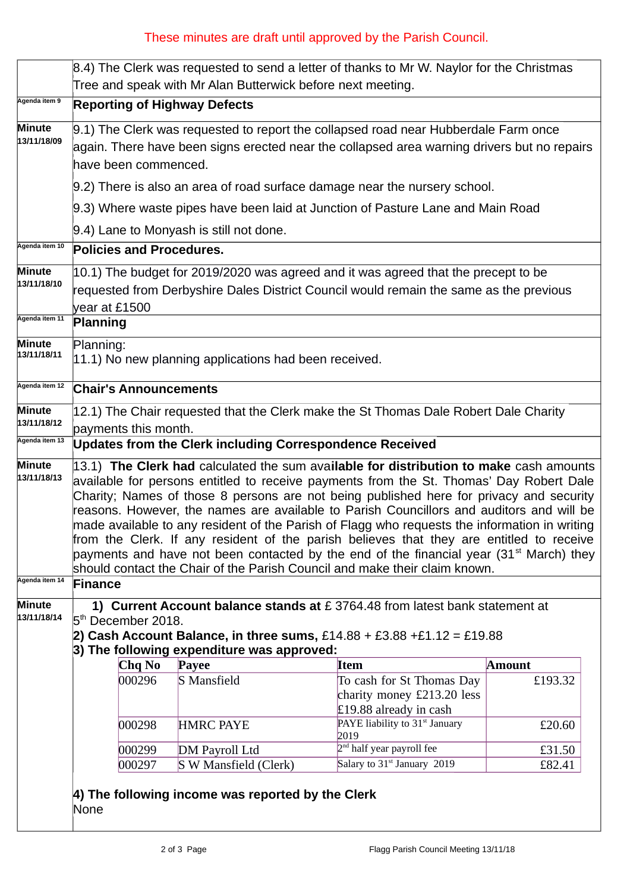These minutes are draft until approved by the Parish Council.

| | |
|---|---|
| | 8.4) The Clerk was requested to send a letter of thanks to Mr W. Naylor for the Christmas Tree and speak with Mr Alan Butterwick before next meeting. |
| Agenda item 9 | **Reporting of Highway Defects** |
| **Minute 13/11/18/09** | 9.1) The Clerk was requested to report the collapsed road near Hubberdale Farm once again. There have been signs erected near the collapsed area warning drivers but no repairs have been commenced.<br><br>9.2) There is also an area of road surface damage near the nursery school.<br><br>9.3) Where waste pipes have been laid at Junction of Pasture Lane and Main Road<br><br>9.4) Lane to Monyash is still not done. |
| Agenda item 10 | **Policies and Procedures.** |
| **Minute 13/11/18/10** | 10.1) The budget for 2019/2020 was agreed and it was agreed that the precept to be requested from Derbyshire Dales District Council would remain the same as the previous year at £1500 |
| Agenda item 11 | **Planning** |
| **Minute 13/11/18/11** | Planning:<br>11.1) No new planning applications had been received. |
| Agenda item 12 | **Chair's Announcements** |
| **Minute 13/11/18/12** | 12.1) The Chair requested that the Clerk make the St Thomas Dale Robert Dale Charity payments this month. |
| Agenda item 13 | **Updates from the Clerk including Correspondence Received** |
| **Minute 13/11/18/13** | 13.1) **The Clerk had** calculated the sum ava**ilable for distribution to make** cash amounts available for persons entitled to receive payments from the St. Thomas' Day Robert Dale Charity; Names of those 8 persons are not being published here for privacy and security reasons. However, the names are available to Parish Councillors and auditors and will be made available to any resident of the Parish of Flagg who requests the information in writing from the Clerk. If any resident of the parish believes that they are entitled to receive payments and have not been contacted by the end of the financial year (31st March) they should contact the Chair of the Parish Council and make their claim known. |
| Agenda item 14 | **Finance** |
| **Minute 13/11/18/14** | **1) Current Account balance stands at** £ 3764.48 from latest bank statement at 5th December 2018.<br>**2) Cash Account Balance, in three sums,** £14.88 + £3.88 +£1.12 = £19.88<br>**3) The following expenditure was approved:** |

| **Chq No** | **Payee** | **Item** | **Amount** |
|---|---|---|---|
| 000296 | S Mansfield | To cash for St Thomas Day charity money £213.20 less £19.88 already in cash | £193.32 |
| 000298 | HMRC PAYE | PAYE liability to 31st January 2019 | £20.60 |
| 000299 | DM Payroll Ltd | 2nd half year payroll fee | £31.50 |
| 000297 | S W Mansfield (Clerk) | Salary to 31st January 2019 | £82.41 |

**4) The following income was reported by the Clerk**

None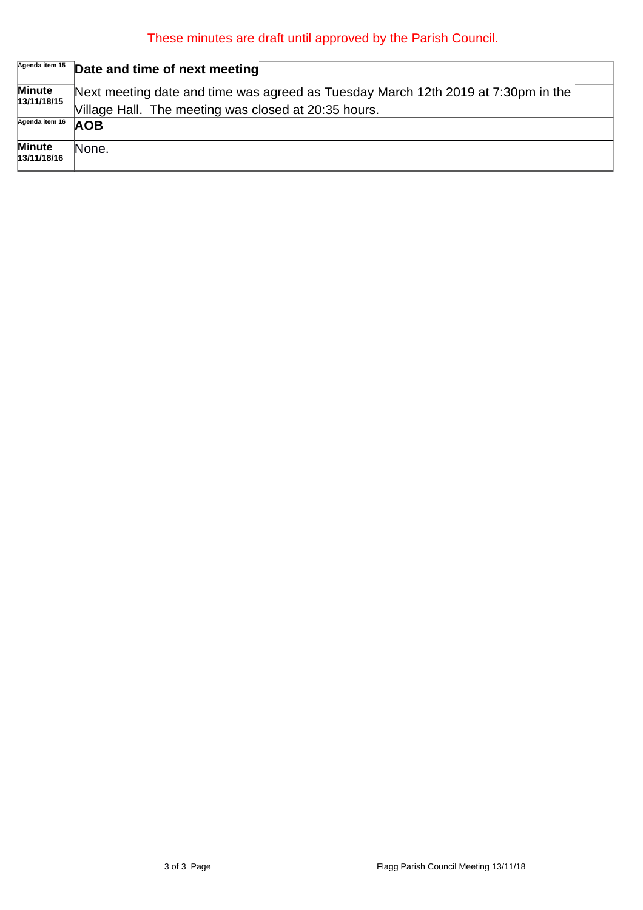These minutes are draft until approved by the Parish Council.

| | |
|---|---|
| Agenda item 15 | **Date and time of next meeting** |
| **Minute 13/11/18/15** | Next meeting date and time was agreed as Tuesday March 12th 2019 at 7:30pm in the Village Hall. The meeting was closed at 20:35 hours. |
| Agenda item 16 | **AOB** |
| **Minute 13/11/18/16** | None. |